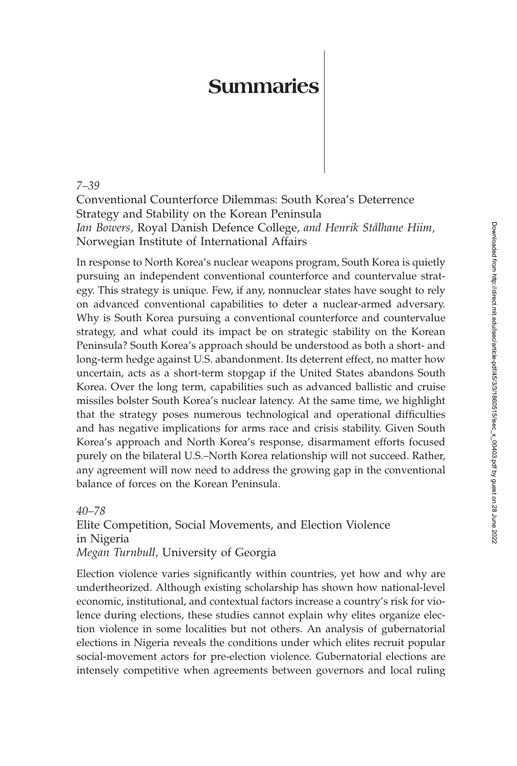# Summaries

*7–39*

## Conventional Counterforce Dilemmas: South Korea's Deterrence Strategy and Stability on the Korean Peninsula

*Ian Bowers,* Royal Danish Defence College, *and Henrik Stålhane Hiim,* Norwegian Institute of International Affairs

In response to North Korea's nuclear weapons program, South Korea is quietly pursuing an independent conventional counterforce and countervalue strategy. This strategy is unique. Few, if any, nonnuclear states have sought to rely on advanced conventional capabilities to deter a nuclear-armed adversary. Why is South Korea pursuing a conventional counterforce and countervalue strategy, and what could its impact be on strategic stability on the Korean Peninsula? South Korea's approach should be understood as both a short- and long-term hedge against U.S. abandonment. Its deterrent effect, no matter how uncertain, acts as a short-term stopgap if the United States abandons South Korea. Over the long term, capabilities such as advanced ballistic and cruise missiles bolster South Korea's nuclear latency. At the same time, we highlight that the strategy poses numerous technological and operational difficulties and has negative implications for arms race and crisis stability. Given South Korea's approach and North Korea's response, disarmament efforts focused purely on the bilateral U.S.–North Korea relationship will not succeed. Rather, any agreement will now need to address the growing gap in the conventional balance of forces on the Korean Peninsula.

*40–78*

## Elite Competition, Social Movements, and Election Violence in Nigeria

*Megan Turnbull,* University of Georgia

Election violence varies significantly within countries, yet how and why are undertheorized. Although existing scholarship has shown how national-level economic, institutional, and contextual factors increase a country's risk for violence during elections, these studies cannot explain why elites organize election violence in some localities but not others. An analysis of gubernatorial elections in Nigeria reveals the conditions under which elites recruit popular social-movement actors for pre-election violence. Gubernatorial elections are intensely competitive when agreements between governors and local ruling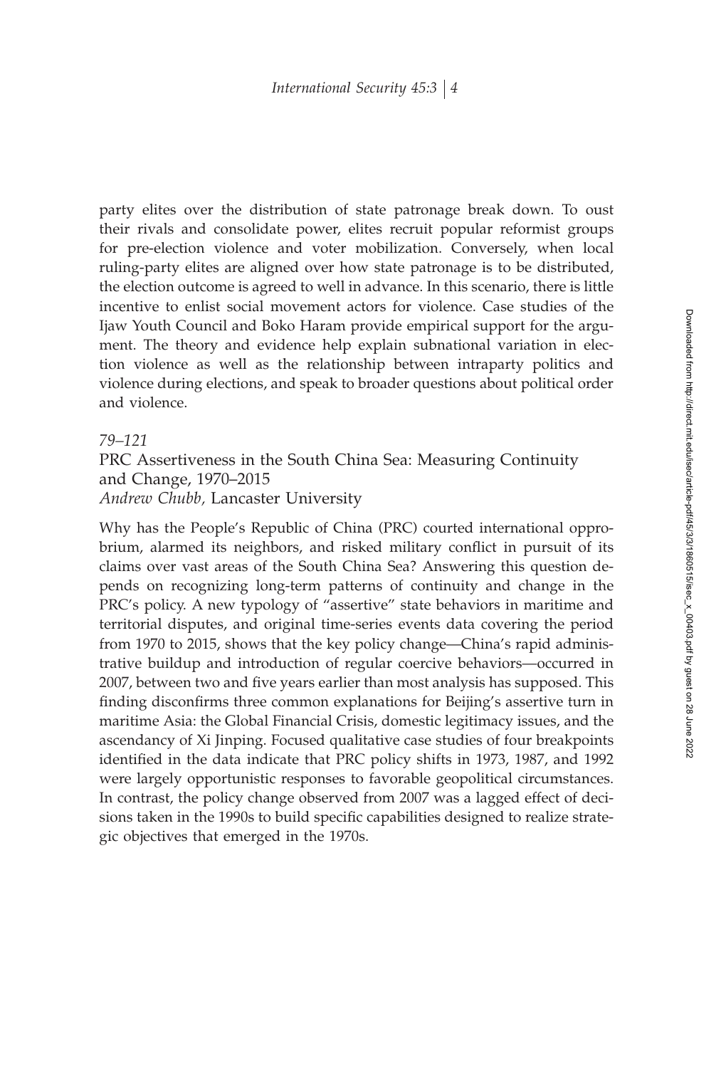party elites over the distribution of state patronage break down. To oust their rivals and consolidate power, elites recruit popular reformist groups for pre-election violence and voter mobilization. Conversely, when local ruling-party elites are aligned over how state patronage is to be distributed, the election outcome is agreed to well in advance. In this scenario, there is little incentive to enlist social movement actors for violence. Case studies of the Ijaw Youth Council and Boko Haram provide empirical support for the argument. The theory and evidence help explain subnational variation in election violence as well as the relationship between intraparty politics and violence during elections, and speak to broader questions about political order and violence.

*79–121*

PRC Assertiveness in the South China Sea: Measuring Continuity and Change, 1970–2015
*Andrew Chubb,* Lancaster University

Why has the People's Republic of China (PRC) courted international opprobrium, alarmed its neighbors, and risked military conflict in pursuit of its claims over vast areas of the South China Sea? Answering this question depends on recognizing long-term patterns of continuity and change in the PRC's policy. A new typology of "assertive" state behaviors in maritime and territorial disputes, and original time-series events data covering the period from 1970 to 2015, shows that the key policy change—China's rapid administrative buildup and introduction of regular coercive behaviors—occurred in 2007, between two and five years earlier than most analysis has supposed. This finding disconfirms three common explanations for Beijing's assertive turn in maritime Asia: the Global Financial Crisis, domestic legitimacy issues, and the ascendancy of Xi Jinping. Focused qualitative case studies of four breakpoints identified in the data indicate that PRC policy shifts in 1973, 1987, and 1992 were largely opportunistic responses to favorable geopolitical circumstances. In contrast, the policy change observed from 2007 was a lagged effect of decisions taken in the 1990s to build specific capabilities designed to realize strategic objectives that emerged in the 1970s.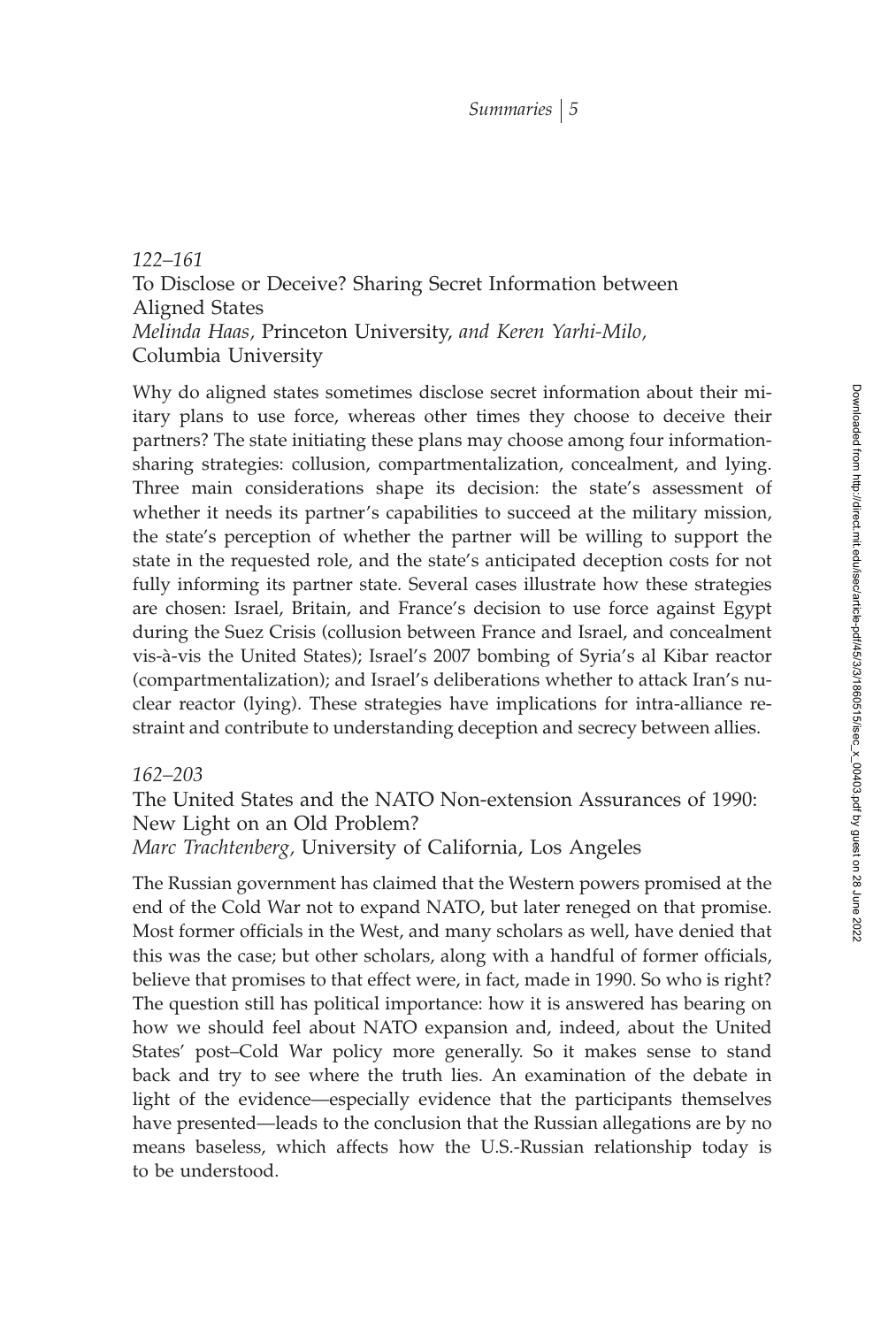*122–161*

To Disclose or Deceive? Sharing Secret Information between Aligned States

*Melinda Haas,* Princeton University, *and Keren Yarhi-Milo,* Columbia University

Why do aligned states sometimes disclose secret information about their military plans to use force, whereas other times they choose to deceive their partners? The state initiating these plans may choose among four information-sharing strategies: collusion, compartmentalization, concealment, and lying. Three main considerations shape its decision: the state's assessment of whether it needs its partner's capabilities to succeed at the military mission, the state's perception of whether the partner will be willing to support the state in the requested role, and the state's anticipated deception costs for not fully informing its partner state. Several cases illustrate how these strategies are chosen: Israel, Britain, and France's decision to use force against Egypt during the Suez Crisis (collusion between France and Israel, and concealment vis-à-vis the United States); Israel's 2007 bombing of Syria's al Kibar reactor (compartmentalization); and Israel's deliberations whether to attack Iran's nuclear reactor (lying). These strategies have implications for intra-alliance restraint and contribute to understanding deception and secrecy between allies.

*162–203*

The United States and the NATO Non-extension Assurances of 1990: New Light on an Old Problem?

*Marc Trachtenberg,* University of California, Los Angeles

The Russian government has claimed that the Western powers promised at the end of the Cold War not to expand NATO, but later reneged on that promise. Most former officials in the West, and many scholars as well, have denied that this was the case; but other scholars, along with a handful of former officials, believe that promises to that effect were, in fact, made in 1990. So who is right? The question still has political importance: how it is answered has bearing on how we should feel about NATO expansion and, indeed, about the United States' post–Cold War policy more generally. So it makes sense to stand back and try to see where the truth lies. An examination of the debate in light of the evidence—especially evidence that the participants themselves have presented—leads to the conclusion that the Russian allegations are by no means baseless, which affects how the U.S.-Russian relationship today is to be understood.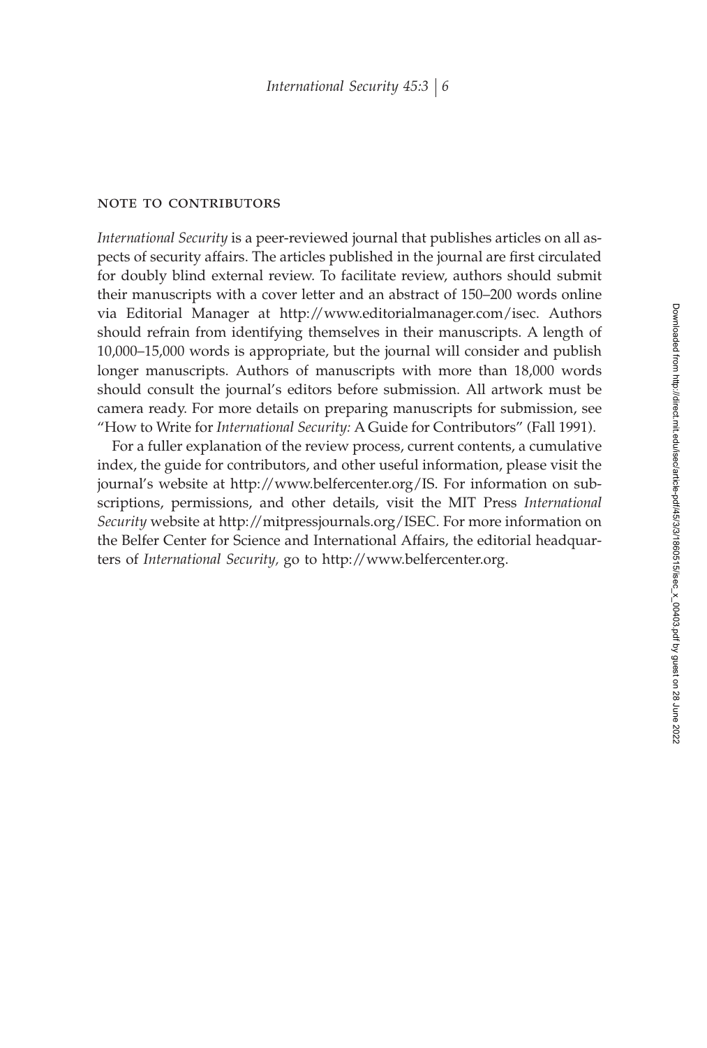## NOTE TO CONTRIBUTORS

*International Security* is a peer-reviewed journal that publishes articles on all aspects of security affairs. The articles published in the journal are first circulated for doubly blind external review. To facilitate review, authors should submit their manuscripts with a cover letter and an abstract of 150–200 words online via Editorial Manager at http://www.editorialmanager.com/isec. Authors should refrain from identifying themselves in their manuscripts. A length of 10,000–15,000 words is appropriate, but the journal will consider and publish longer manuscripts. Authors of manuscripts with more than 18,000 words should consult the journal's editors before submission. All artwork must be camera ready. For more details on preparing manuscripts for submission, see "How to Write for *International Security:* A Guide for Contributors" (Fall 1991).

For a fuller explanation of the review process, current contents, a cumulative index, the guide for contributors, and other useful information, please visit the journal's website at http://www.belfercenter.org/IS. For information on subscriptions, permissions, and other details, visit the MIT Press *International Security* website at http://mitpressjournals.org/ISEC. For more information on the Belfer Center for Science and International Affairs, the editorial headquarters of *International Security,* go to http://www.belfercenter.org.